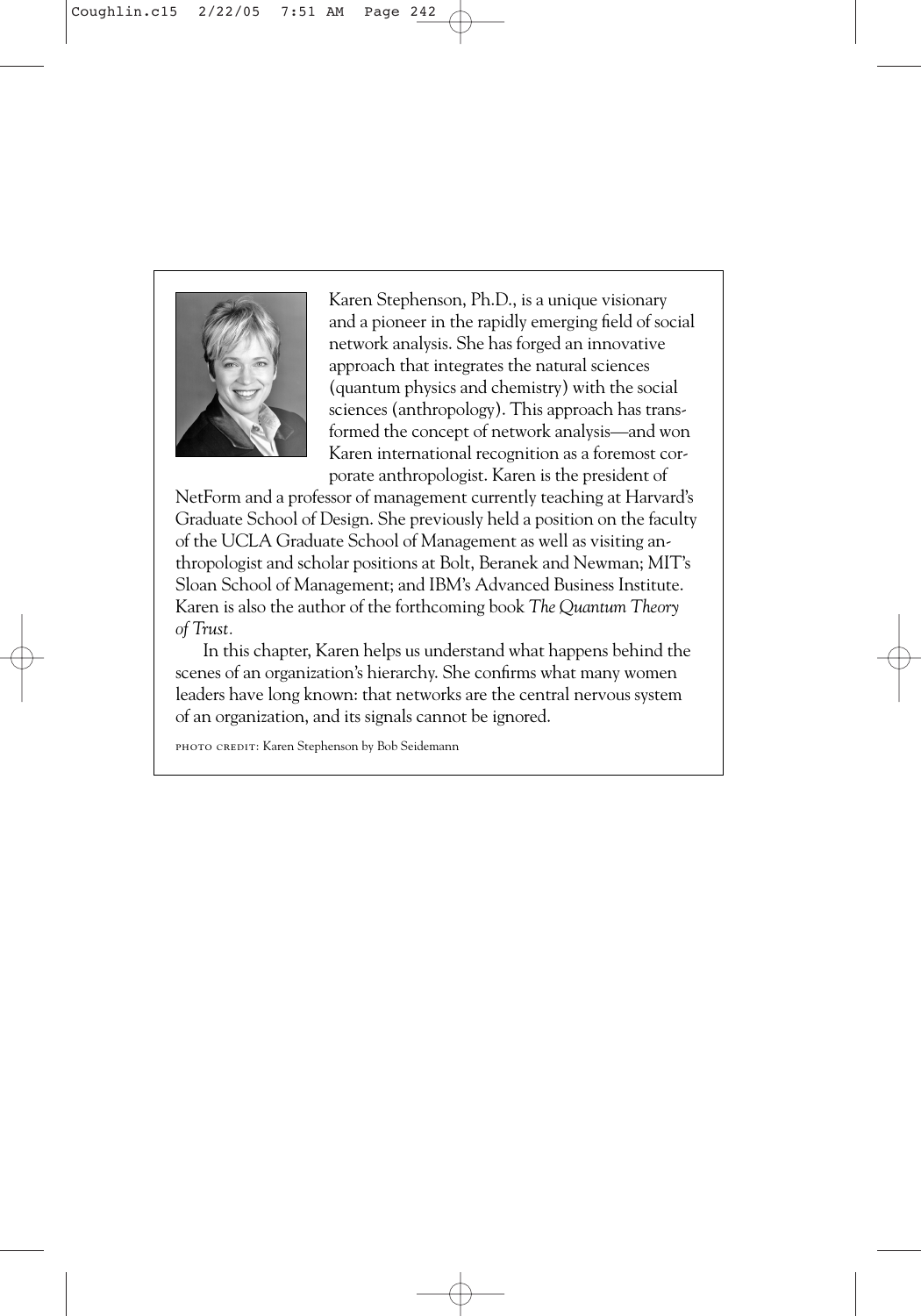Karen Stephenson, Ph.D., is a unique visionary and a pioneer in the rapidly emerging field of social network analysis. She has forged an innovative approach that integrates the natural sciences (quantum physics and chemistry) with the social sciences (anthropology). This approach has transformed the concept of network analysis—and won Karen international recognition as a foremost corporate anthropologist. Karen is the president of NetForm and a professor of management currently teaching at Harvard's Graduate School of Design. She previously held a position on the faculty of the UCLA Graduate School of Management as well as visiting anthropologist and scholar positions at Bolt, Beranek and Newman; MIT's Sloan School of Management; and IBM's Advanced Business Institute. Karen is also the author of the forthcoming book *The Quantum Theory of Trust*.

In this chapter, Karen helps us understand what happens behind the scenes of an organization's hierarchy. She confirms what many women leaders have long known: that networks are the central nervous system of an organization, and its signals cannot be ignored.

PHOTO CREDIT: Karen Stephenson by Bob Seidemann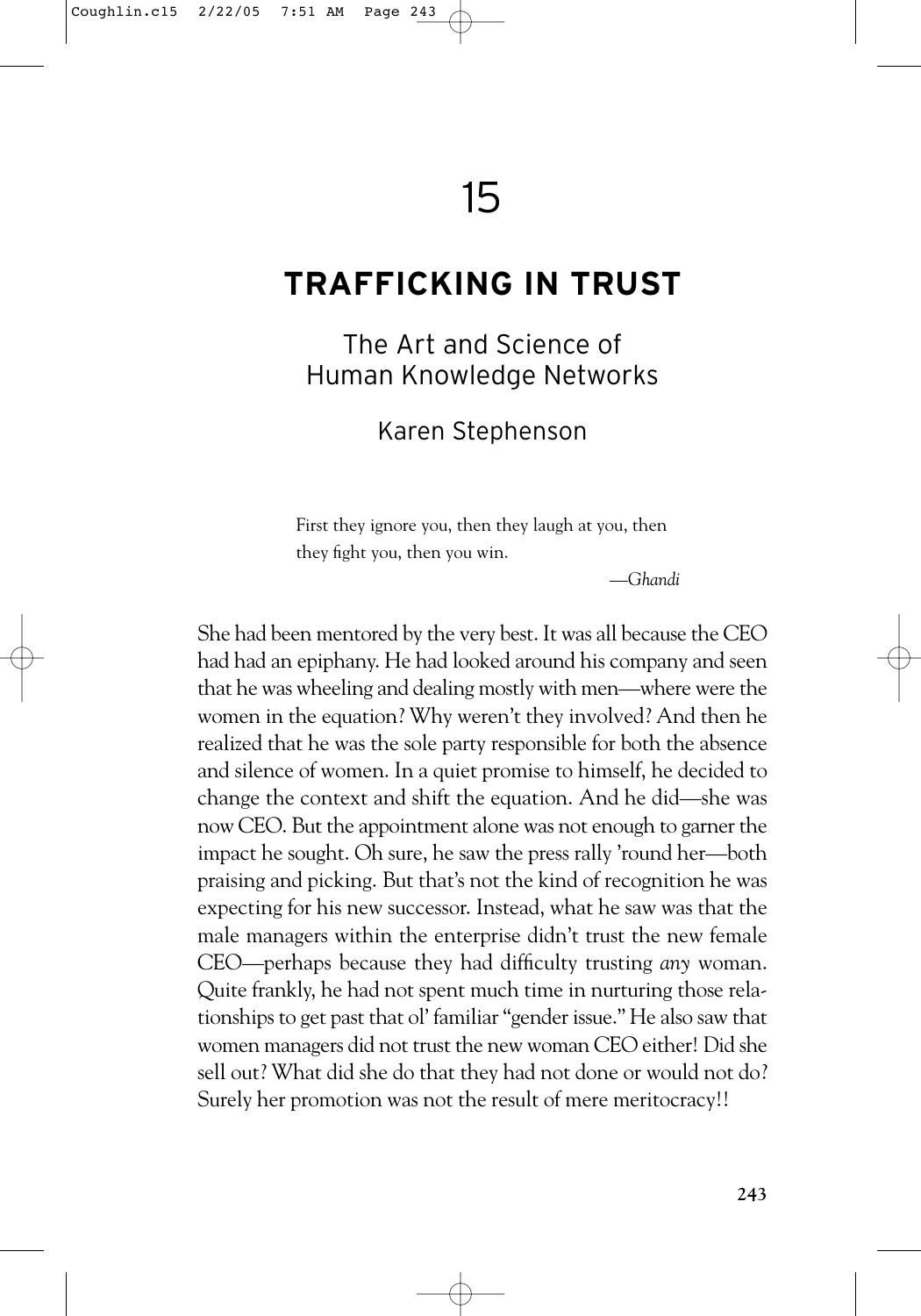# 15

# TRAFFICKING IN TRUST

## The Art and Science of Human Knowledge Networks

### Karen Stephenson

> First they ignore you, then they laugh at you, then they fight you, then you win.
>
> —*Ghandi*

She had been mentored by the very best. It was all because the CEO had had an epiphany. He had looked around his company and seen that he was wheeling and dealing mostly with men—where were the women in the equation? Why weren't they involved? And then he realized that he was the sole party responsible for both the absence and silence of women. In a quiet promise to himself, he decided to change the context and shift the equation. And he did—she was now CEO. But the appointment alone was not enough to garner the impact he sought. Oh sure, he saw the press rally 'round her—both praising and picking. But that's not the kind of recognition he was expecting for his new successor. Instead, what he saw was that the male managers within the enterprise didn't trust the new female CEO—perhaps because they had difficulty trusting *any* woman. Quite frankly, he had not spent much time in nurturing those relationships to get past that ol' familiar "gender issue." He also saw that women managers did not trust the new woman CEO either! Did she sell out? What did she do that they had not done or would not do? Surely her promotion was not the result of mere meritocracy!!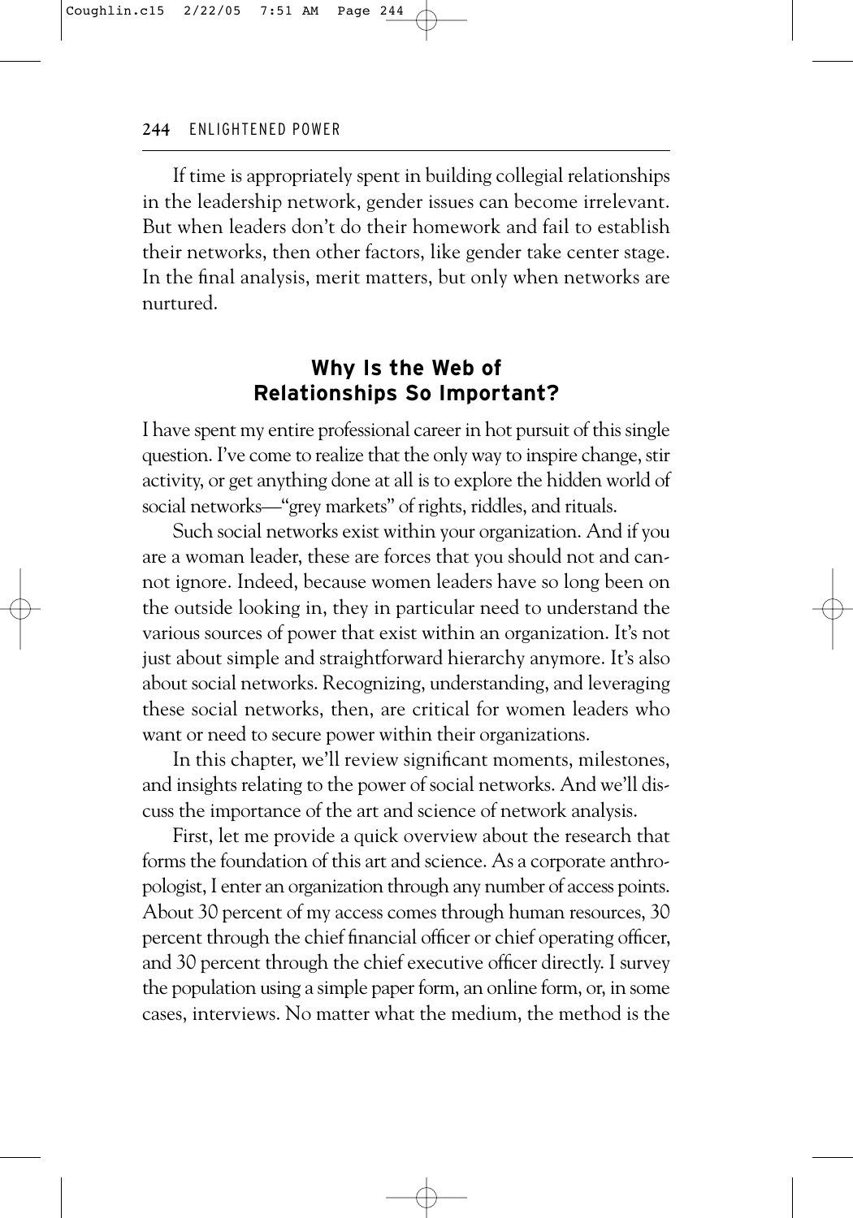If time is appropriately spent in building collegial relationships in the leadership network, gender issues can become irrelevant. But when leaders don't do their homework and fail to establish their networks, then other factors, like gender take center stage. In the final analysis, merit matters, but only when networks are nurtured.

## Why Is the Web of Relationships So Important?

I have spent my entire professional career in hot pursuit of this single question. I've come to realize that the only way to inspire change, stir activity, or get anything done at all is to explore the hidden world of social networks—"grey markets" of rights, riddles, and rituals.

Such social networks exist within your organization. And if you are a woman leader, these are forces that you should not and cannot ignore. Indeed, because women leaders have so long been on the outside looking in, they in particular need to understand the various sources of power that exist within an organization. It's not just about simple and straightforward hierarchy anymore. It's also about social networks. Recognizing, understanding, and leveraging these social networks, then, are critical for women leaders who want or need to secure power within their organizations.

In this chapter, we'll review significant moments, milestones, and insights relating to the power of social networks. And we'll discuss the importance of the art and science of network analysis.

First, let me provide a quick overview about the research that forms the foundation of this art and science. As a corporate anthropologist, I enter an organization through any number of access points. About 30 percent of my access comes through human resources, 30 percent through the chief financial officer or chief operating officer, and 30 percent through the chief executive officer directly. I survey the population using a simple paper form, an online form, or, in some cases, interviews. No matter what the medium, the method is the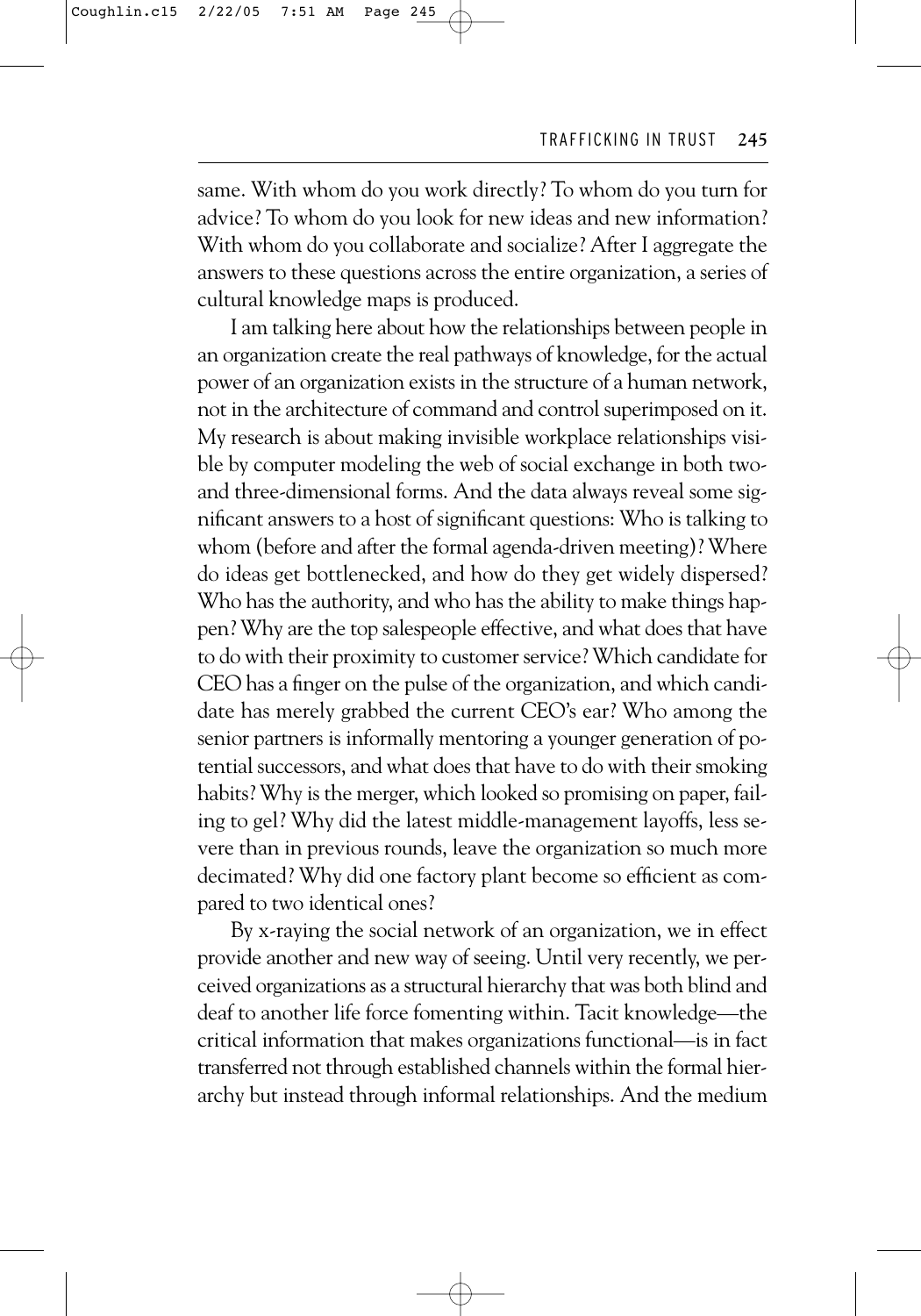same. With whom do you work directly? To whom do you turn for advice? To whom do you look for new ideas and new information? With whom do you collaborate and socialize? After I aggregate the answers to these questions across the entire organization, a series of cultural knowledge maps is produced.

I am talking here about how the relationships between people in an organization create the real pathways of knowledge, for the actual power of an organization exists in the structure of a human network, not in the architecture of command and control superimposed on it. My research is about making invisible workplace relationships visible by computer modeling the web of social exchange in both two- and three-dimensional forms. And the data always reveal some significant answers to a host of significant questions: Who is talking to whom (before and after the formal agenda-driven meeting)? Where do ideas get bottlenecked, and how do they get widely dispersed? Who has the authority, and who has the ability to make things happen? Why are the top salespeople effective, and what does that have to do with their proximity to customer service? Which candidate for CEO has a finger on the pulse of the organization, and which candidate has merely grabbed the current CEO's ear? Who among the senior partners is informally mentoring a younger generation of potential successors, and what does that have to do with their smoking habits? Why is the merger, which looked so promising on paper, failing to gel? Why did the latest middle-management layoffs, less severe than in previous rounds, leave the organization so much more decimated? Why did one factory plant become so efficient as compared to two identical ones?

By x-raying the social network of an organization, we in effect provide another and new way of seeing. Until very recently, we perceived organizations as a structural hierarchy that was both blind and deaf to another life force fomenting within. Tacit knowledge—the critical information that makes organizations functional—is in fact transferred not through established channels within the formal hierarchy but instead through informal relationships. And the medium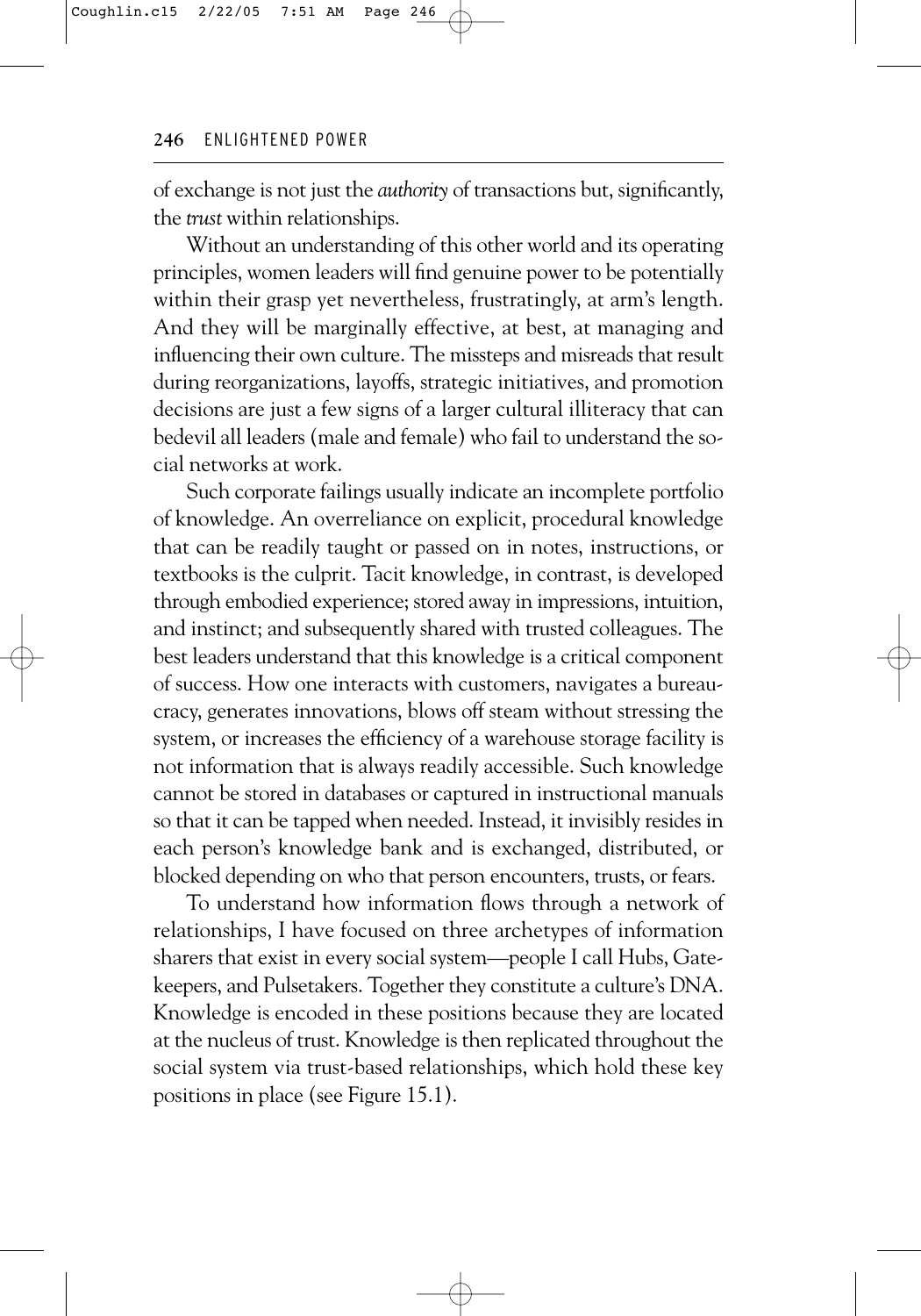of exchange is not just the *authority* of transactions but, significantly, the *trust* within relationships.

Without an understanding of this other world and its operating principles, women leaders will find genuine power to be potentially within their grasp yet nevertheless, frustratingly, at arm's length. And they will be marginally effective, at best, at managing and influencing their own culture. The missteps and misreads that result during reorganizations, layoffs, strategic initiatives, and promotion decisions are just a few signs of a larger cultural illiteracy that can bedevil all leaders (male and female) who fail to understand the social networks at work.

Such corporate failings usually indicate an incomplete portfolio of knowledge. An overreliance on explicit, procedural knowledge that can be readily taught or passed on in notes, instructions, or textbooks is the culprit. Tacit knowledge, in contrast, is developed through embodied experience; stored away in impressions, intuition, and instinct; and subsequently shared with trusted colleagues. The best leaders understand that this knowledge is a critical component of success. How one interacts with customers, navigates a bureaucracy, generates innovations, blows off steam without stressing the system, or increases the efficiency of a warehouse storage facility is not information that is always readily accessible. Such knowledge cannot be stored in databases or captured in instructional manuals so that it can be tapped when needed. Instead, it invisibly resides in each person's knowledge bank and is exchanged, distributed, or blocked depending on who that person encounters, trusts, or fears.

To understand how information flows through a network of relationships, I have focused on three archetypes of information sharers that exist in every social system—people I call Hubs, Gatekeepers, and Pulsetakers. Together they constitute a culture's DNA. Knowledge is encoded in these positions because they are located at the nucleus of trust. Knowledge is then replicated throughout the social system via trust-based relationships, which hold these key positions in place (see Figure 15.1).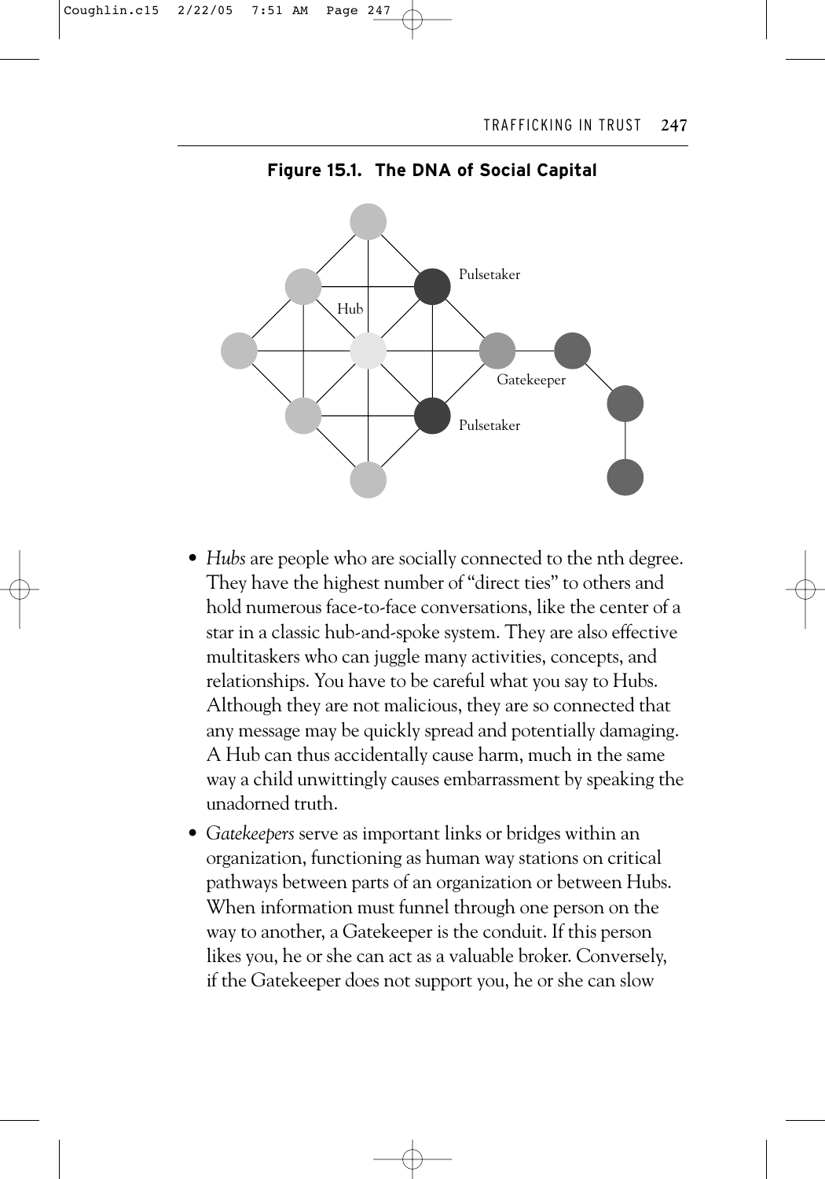**Figure 15.1. The DNA of Social Capital**

Pulsetaker

Hub

Gatekeeper

Pulsetaker

- *Hubs* are people who are socially connected to the nth degree. They have the highest number of "direct ties" to others and hold numerous face-to-face conversations, like the center of a star in a classic hub-and-spoke system. They are also effective multitaskers who can juggle many activities, concepts, and relationships. You have to be careful what you say to Hubs. Although they are not malicious, they are so connected that any message may be quickly spread and potentially damaging. A Hub can thus accidentally cause harm, much in the same way a child unwittingly causes embarrassment by speaking the unadorned truth.
- *Gatekeepers* serve as important links or bridges within an organization, functioning as human way stations on critical pathways between parts of an organization or between Hubs. When information must funnel through one person on the way to another, a Gatekeeper is the conduit. If this person likes you, he or she can act as a valuable broker. Conversely, if the Gatekeeper does not support you, he or she can slow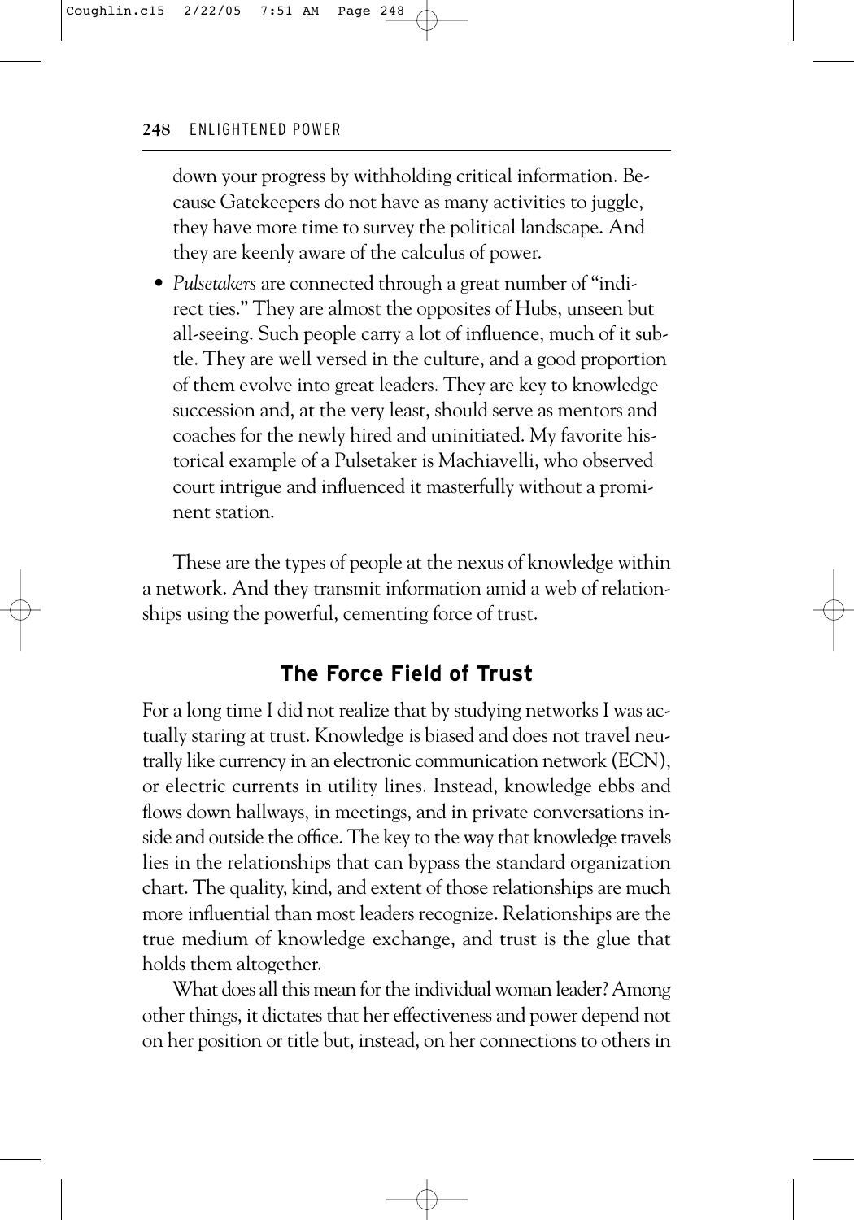down your progress by withholding critical information. Because Gatekeepers do not have as many activities to juggle, they have more time to survey the political landscape. And they are keenly aware of the calculus of power.

- *Pulsetakers* are connected through a great number of "indirect ties." They are almost the opposites of Hubs, unseen but all-seeing. Such people carry a lot of influence, much of it subtle. They are well versed in the culture, and a good proportion of them evolve into great leaders. They are key to knowledge succession and, at the very least, should serve as mentors and coaches for the newly hired and uninitiated. My favorite historical example of a Pulsetaker is Machiavelli, who observed court intrigue and influenced it masterfully without a prominent station.

These are the types of people at the nexus of knowledge within a network. And they transmit information amid a web of relationships using the powerful, cementing force of trust.

## The Force Field of Trust

For a long time I did not realize that by studying networks I was actually staring at trust. Knowledge is biased and does not travel neutrally like currency in an electronic communication network (ECN), or electric currents in utility lines. Instead, knowledge ebbs and flows down hallways, in meetings, and in private conversations inside and outside the office. The key to the way that knowledge travels lies in the relationships that can bypass the standard organization chart. The quality, kind, and extent of those relationships are much more influential than most leaders recognize. Relationships are the true medium of knowledge exchange, and trust is the glue that holds them altogether.

What does all this mean for the individual woman leader? Among other things, it dictates that her effectiveness and power depend not on her position or title but, instead, on her connections to others in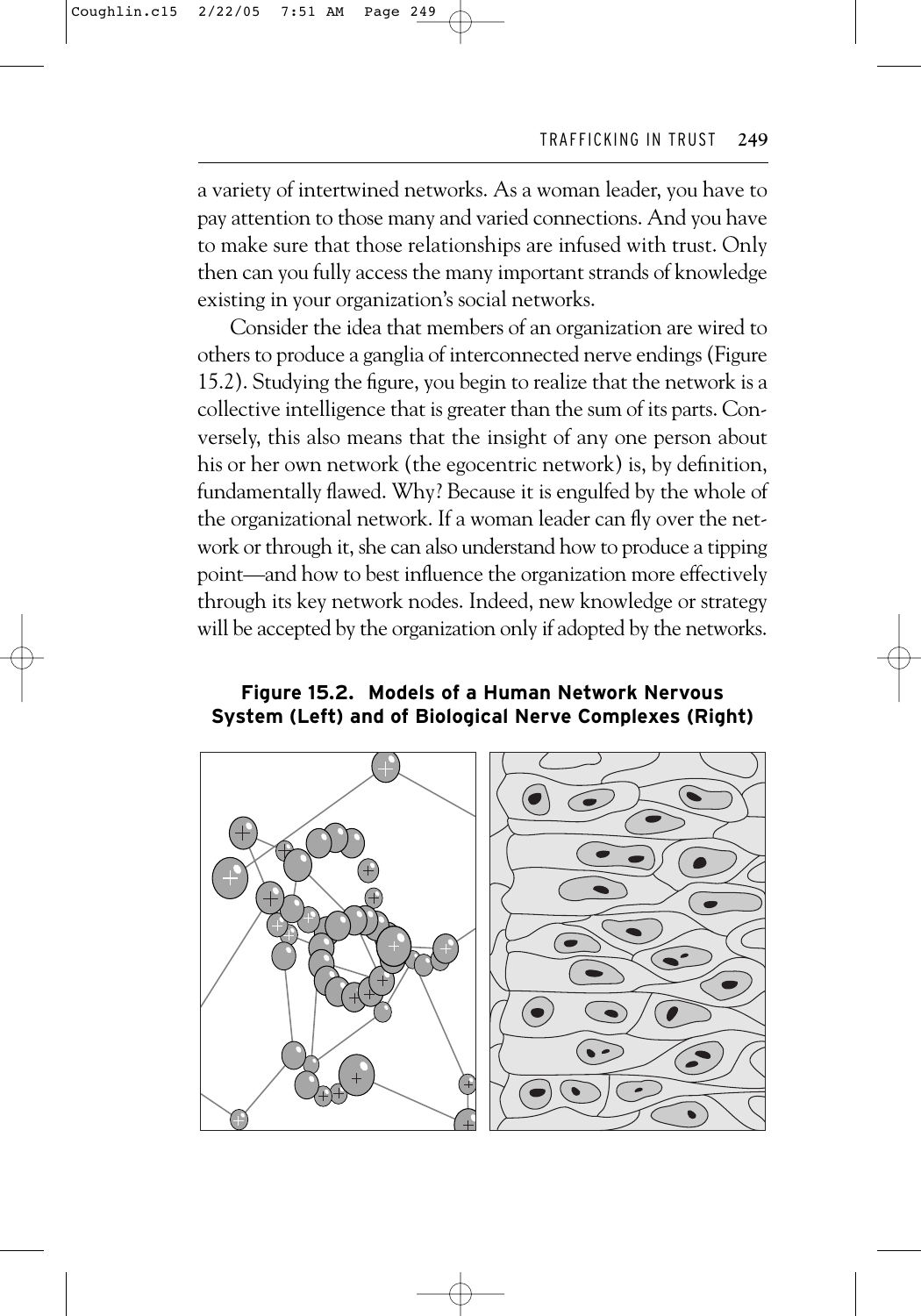a variety of intertwined networks. As a woman leader, you have to pay attention to those many and varied connections. And you have to make sure that those relationships are infused with trust. Only then can you fully access the many important strands of knowledge existing in your organization's social networks.

Consider the idea that members of an organization are wired to others to produce a ganglia of interconnected nerve endings (Figure 15.2). Studying the figure, you begin to realize that the network is a collective intelligence that is greater than the sum of its parts. Conversely, this also means that the insight of any one person about his or her own network (the egocentric network) is, by definition, fundamentally flawed. Why? Because it is engulfed by the whole of the organizational network. If a woman leader can fly over the network or through it, she can also understand how to produce a tipping point—and how to best influence the organization more effectively through its key network nodes. Indeed, new knowledge or strategy will be accepted by the organization only if adopted by the networks.

**Figure 15.2. Models of a Human Network Nervous System (Left) and of Biological Nerve Complexes (Right)**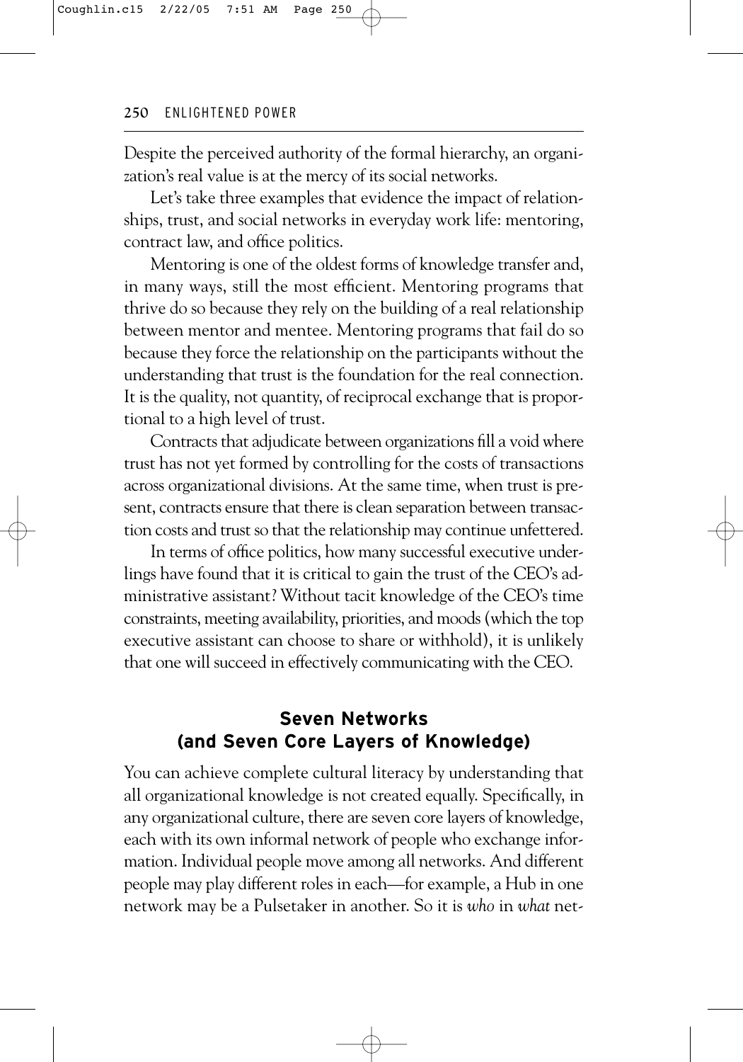Despite the perceived authority of the formal hierarchy, an organization's real value is at the mercy of its social networks.

Let's take three examples that evidence the impact of relationships, trust, and social networks in everyday work life: mentoring, contract law, and office politics.

Mentoring is one of the oldest forms of knowledge transfer and, in many ways, still the most efficient. Mentoring programs that thrive do so because they rely on the building of a real relationship between mentor and mentee. Mentoring programs that fail do so because they force the relationship on the participants without the understanding that trust is the foundation for the real connection. It is the quality, not quantity, of reciprocal exchange that is proportional to a high level of trust.

Contracts that adjudicate between organizations fill a void where trust has not yet formed by controlling for the costs of transactions across organizational divisions. At the same time, when trust is present, contracts ensure that there is clean separation between transaction costs and trust so that the relationship may continue unfettered.

In terms of office politics, how many successful executive underlings have found that it is critical to gain the trust of the CEO's administrative assistant? Without tacit knowledge of the CEO's time constraints, meeting availability, priorities, and moods (which the top executive assistant can choose to share or withhold), it is unlikely that one will succeed in effectively communicating with the CEO.

## Seven Networks (and Seven Core Layers of Knowledge)

You can achieve complete cultural literacy by understanding that all organizational knowledge is not created equally. Specifically, in any organizational culture, there are seven core layers of knowledge, each with its own informal network of people who exchange information. Individual people move among all networks. And different people may play different roles in each—for example, a Hub in one network may be a Pulsetaker in another. So it is *who* in *what* net-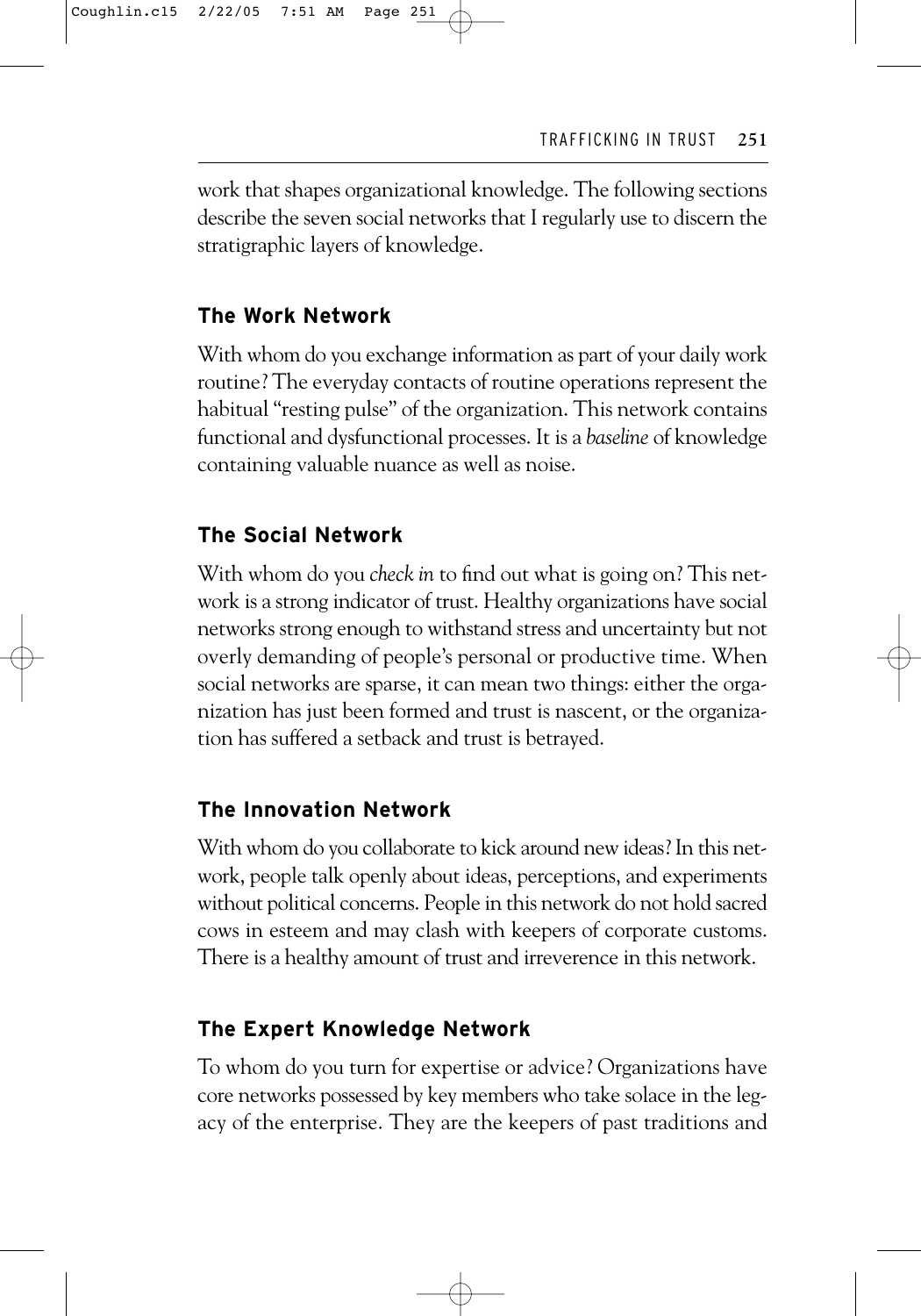work that shapes organizational knowledge. The following sections describe the seven social networks that I regularly use to discern the stratigraphic layers of knowledge.

### The Work Network

With whom do you exchange information as part of your daily work routine? The everyday contacts of routine operations represent the habitual "resting pulse" of the organization. This network contains functional and dysfunctional processes. It is a *baseline* of knowledge containing valuable nuance as well as noise.

### The Social Network

With whom do you *check in* to find out what is going on? This network is a strong indicator of trust. Healthy organizations have social networks strong enough to withstand stress and uncertainty but not overly demanding of people's personal or productive time. When social networks are sparse, it can mean two things: either the organization has just been formed and trust is nascent, or the organization has suffered a setback and trust is betrayed.

### The Innovation Network

With whom do you collaborate to kick around new ideas? In this network, people talk openly about ideas, perceptions, and experiments without political concerns. People in this network do not hold sacred cows in esteem and may clash with keepers of corporate customs. There is a healthy amount of trust and irreverence in this network.

### The Expert Knowledge Network

To whom do you turn for expertise or advice? Organizations have core networks possessed by key members who take solace in the legacy of the enterprise. They are the keepers of past traditions and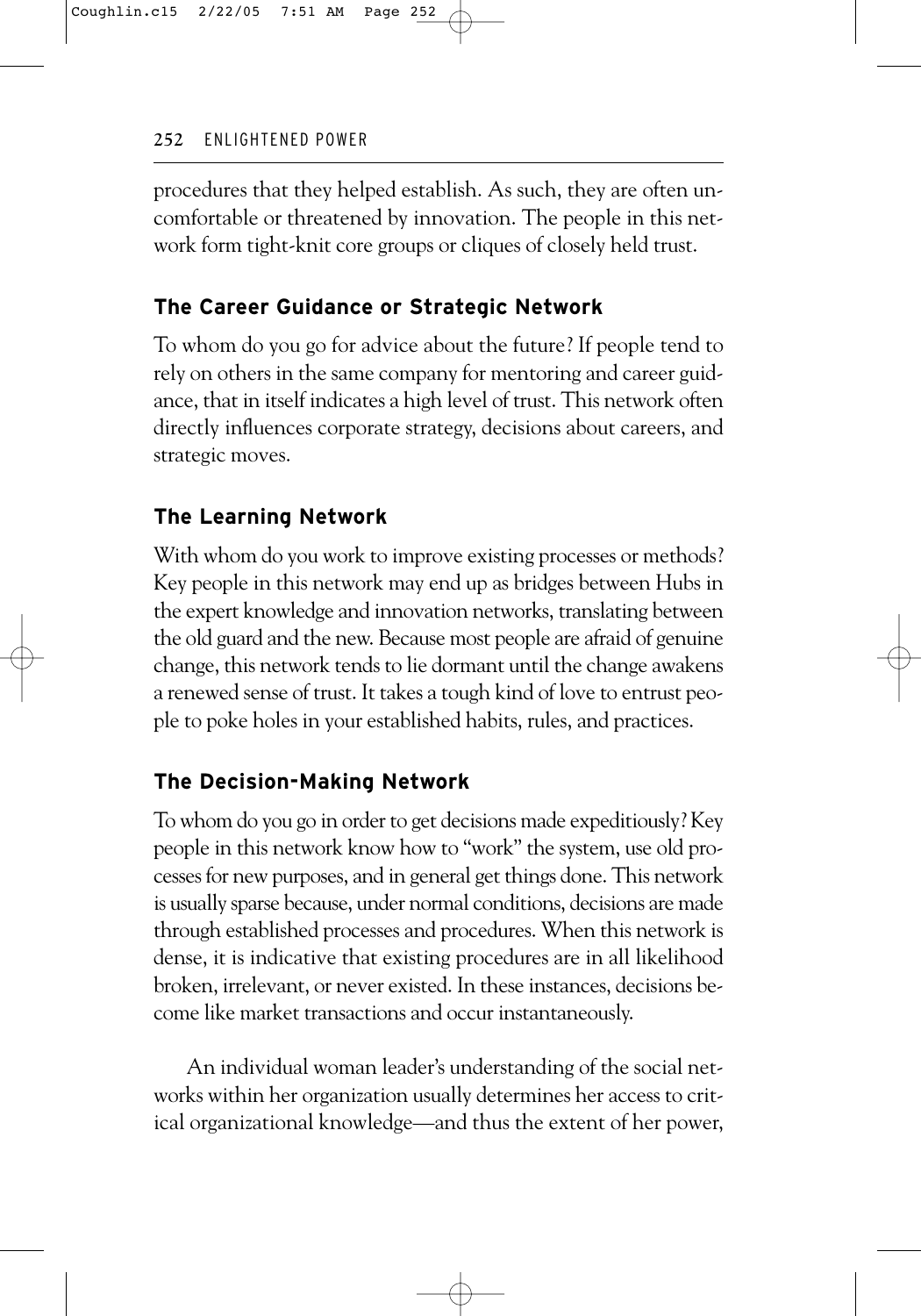procedures that they helped establish. As such, they are often uncomfortable or threatened by innovation. The people in this network form tight-knit core groups or cliques of closely held trust.

### The Career Guidance or Strategic Network

To whom do you go for advice about the future? If people tend to rely on others in the same company for mentoring and career guidance, that in itself indicates a high level of trust. This network often directly influences corporate strategy, decisions about careers, and strategic moves.

### The Learning Network

With whom do you work to improve existing processes or methods? Key people in this network may end up as bridges between Hubs in the expert knowledge and innovation networks, translating between the old guard and the new. Because most people are afraid of genuine change, this network tends to lie dormant until the change awakens a renewed sense of trust. It takes a tough kind of love to entrust people to poke holes in your established habits, rules, and practices.

### The Decision-Making Network

To whom do you go in order to get decisions made expeditiously? Key people in this network know how to "work" the system, use old processes for new purposes, and in general get things done. This network is usually sparse because, under normal conditions, decisions are made through established processes and procedures. When this network is dense, it is indicative that existing procedures are in all likelihood broken, irrelevant, or never existed. In these instances, decisions become like market transactions and occur instantaneously.

An individual woman leader's understanding of the social networks within her organization usually determines her access to critical organizational knowledge—and thus the extent of her power,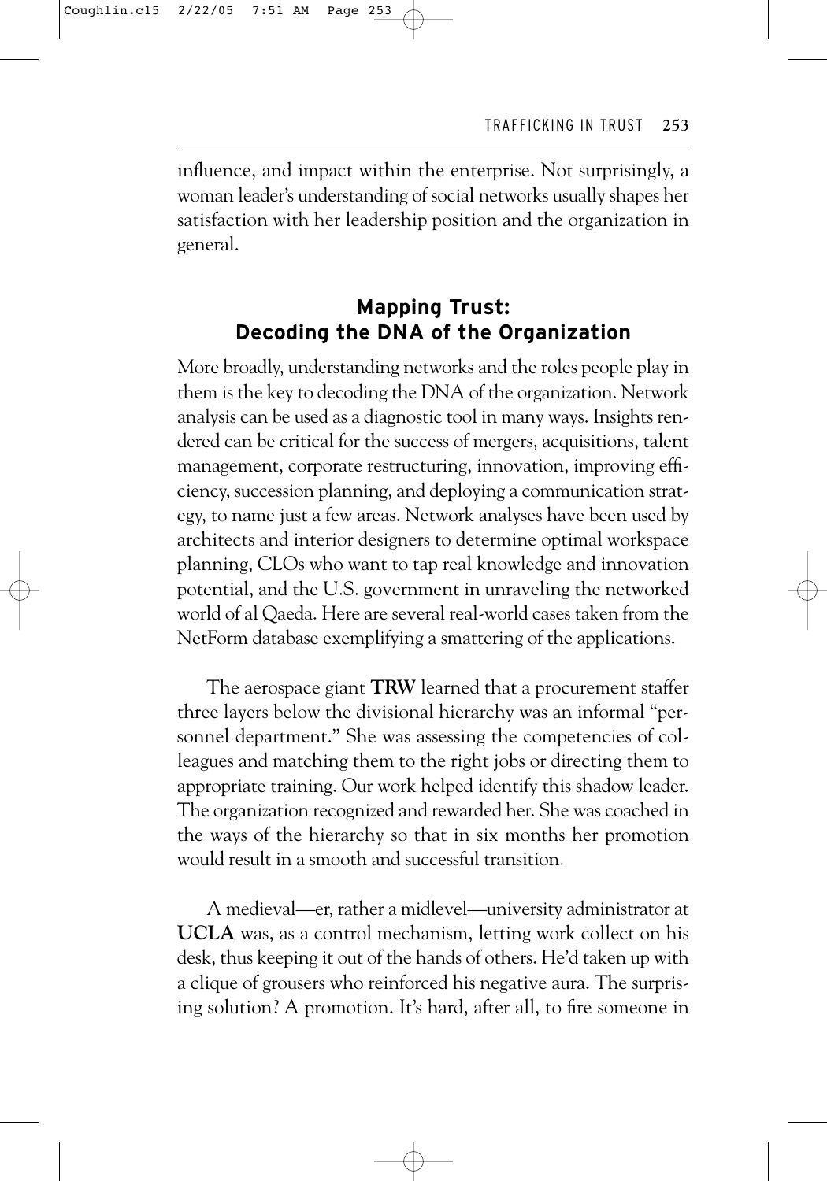influence, and impact within the enterprise. Not surprisingly, a woman leader's understanding of social networks usually shapes her satisfaction with her leadership position and the organization in general.

## Mapping Trust: Decoding the DNA of the Organization

More broadly, understanding networks and the roles people play in them is the key to decoding the DNA of the organization. Network analysis can be used as a diagnostic tool in many ways. Insights rendered can be critical for the success of mergers, acquisitions, talent management, corporate restructuring, innovation, improving efficiency, succession planning, and deploying a communication strategy, to name just a few areas. Network analyses have been used by architects and interior designers to determine optimal workspace planning, CLOs who want to tap real knowledge and innovation potential, and the U.S. government in unraveling the networked world of al Qaeda. Here are several real-world cases taken from the NetForm database exemplifying a smattering of the applications.

The aerospace giant **TRW** learned that a procurement staffer three layers below the divisional hierarchy was an informal "personnel department." She was assessing the competencies of colleagues and matching them to the right jobs or directing them to appropriate training. Our work helped identify this shadow leader. The organization recognized and rewarded her. She was coached in the ways of the hierarchy so that in six months her promotion would result in a smooth and successful transition.

A medieval—er, rather a midlevel—university administrator at **UCLA** was, as a control mechanism, letting work collect on his desk, thus keeping it out of the hands of others. He'd taken up with a clique of grousers who reinforced his negative aura. The surprising solution? A promotion. It's hard, after all, to fire someone in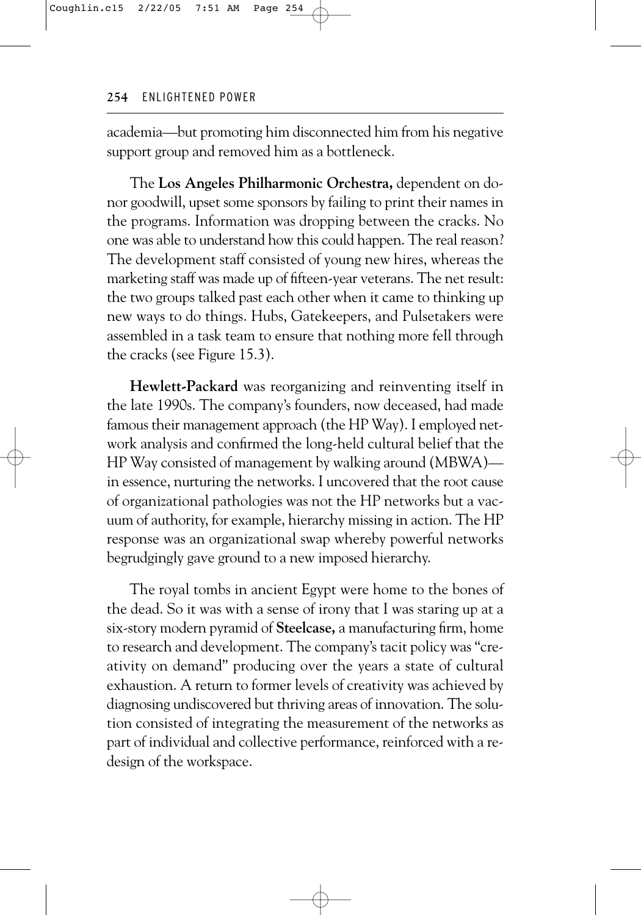academia—but promoting him disconnected him from his negative support group and removed him as a bottleneck.

The **Los Angeles Philharmonic Orchestra,** dependent on donor goodwill, upset some sponsors by failing to print their names in the programs. Information was dropping between the cracks. No one was able to understand how this could happen. The real reason? The development staff consisted of young new hires, whereas the marketing staff was made up of fifteen-year veterans. The net result: the two groups talked past each other when it came to thinking up new ways to do things. Hubs, Gatekeepers, and Pulsetakers were assembled in a task team to ensure that nothing more fell through the cracks (see Figure 15.3).

**Hewlett-Packard** was reorganizing and reinventing itself in the late 1990s. The company's founders, now deceased, had made famous their management approach (the HP Way). I employed network analysis and confirmed the long-held cultural belief that the HP Way consisted of management by walking around (MBWA)—in essence, nurturing the networks. I uncovered that the root cause of organizational pathologies was not the HP networks but a vacuum of authority, for example, hierarchy missing in action. The HP response was an organizational swap whereby powerful networks begrudgingly gave ground to a new imposed hierarchy.

The royal tombs in ancient Egypt were home to the bones of the dead. So it was with a sense of irony that I was staring up at a six-story modern pyramid of **Steelcase,** a manufacturing firm, home to research and development. The company's tacit policy was "creativity on demand" producing over the years a state of cultural exhaustion. A return to former levels of creativity was achieved by diagnosing undiscovered but thriving areas of innovation. The solution consisted of integrating the measurement of the networks as part of individual and collective performance, reinforced with a redesign of the workspace.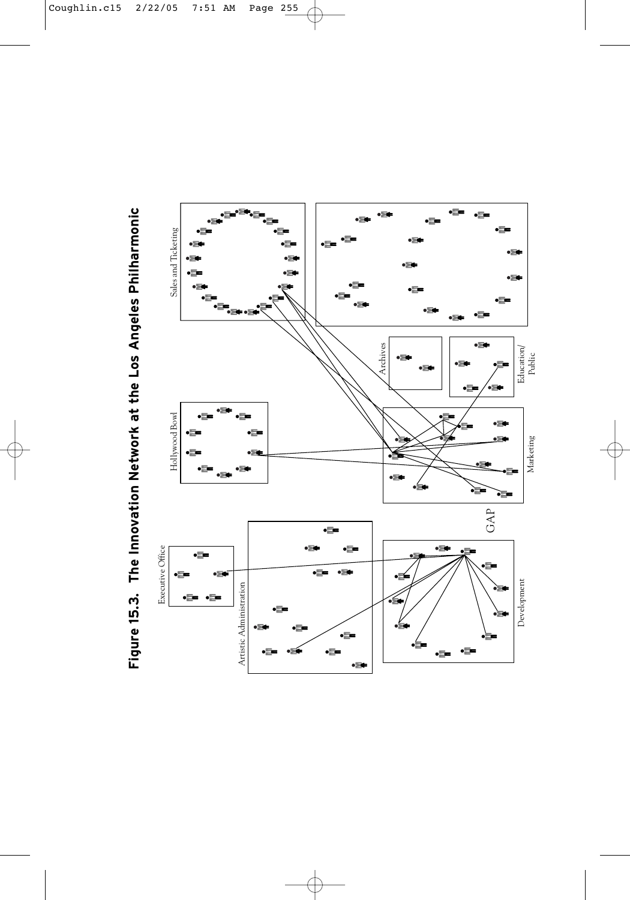**Figure 15.3. The Innovation Network at the Los Angeles Philharmonic**

Sales and Ticketing

Hollywood Bowl

Executive Office

Artistic Administration

Archives

Education/ Public

Marketing

GAP

Development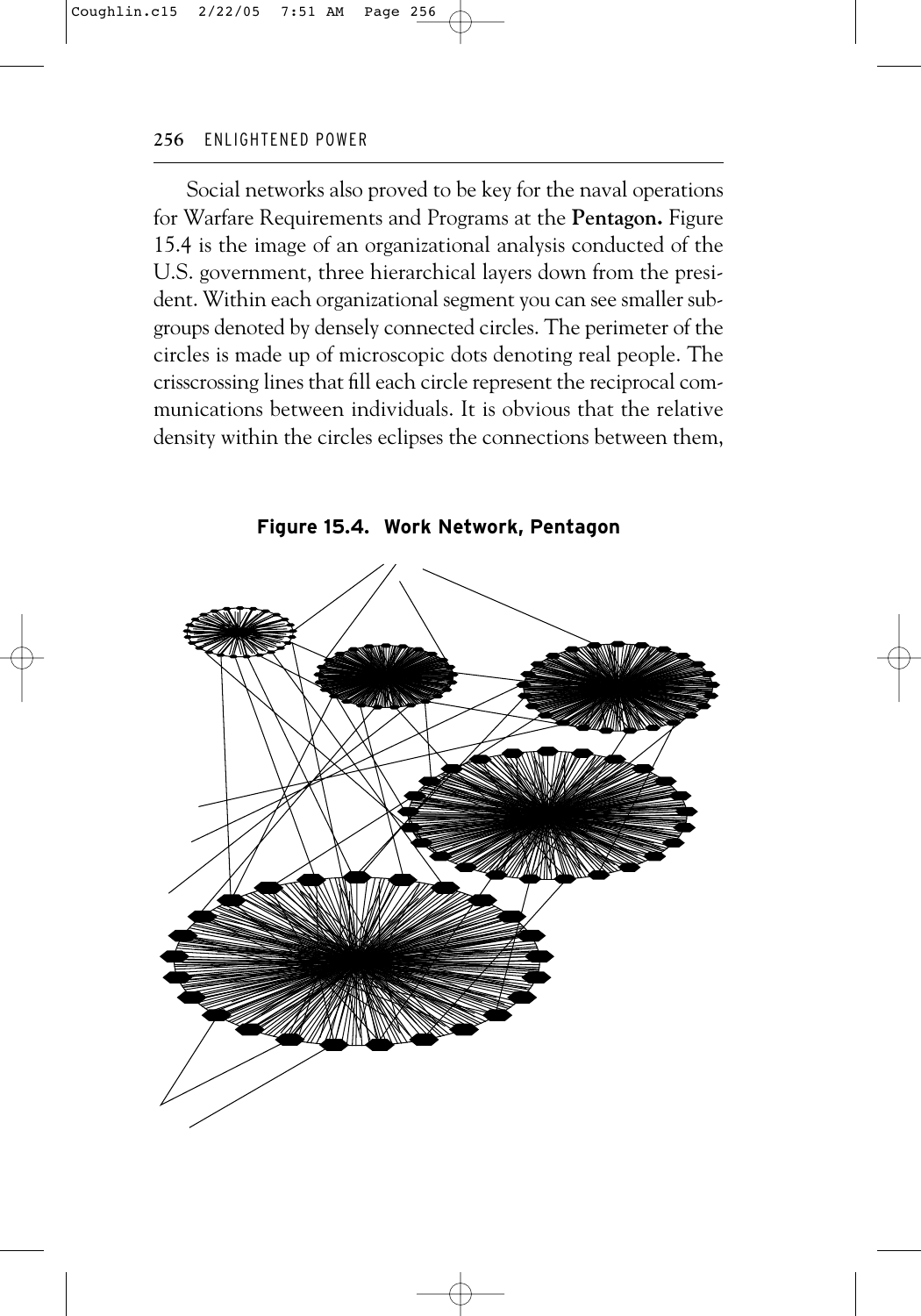Social networks also proved to be key for the naval operations for Warfare Requirements and Programs at the **Pentagon.** Figure 15.4 is the image of an organizational analysis conducted of the U.S. government, three hierarchical layers down from the president. Within each organizational segment you can see smaller subgroups denoted by densely connected circles. The perimeter of the circles is made up of microscopic dots denoting real people. The crisscrossing lines that fill each circle represent the reciprocal communications between individuals. It is obvious that the relative density within the circles eclipses the connections between them,

**Figure 15.4. Work Network, Pentagon**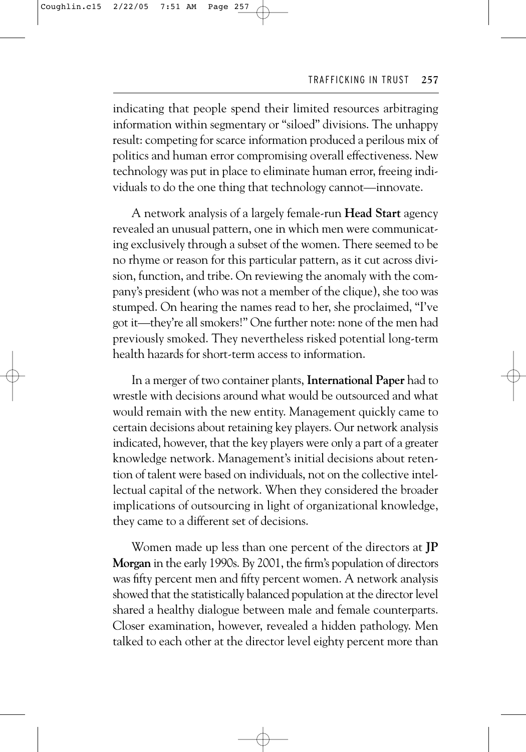indicating that people spend their limited resources arbitraging information within segmentary or "siloed" divisions. The unhappy result: competing for scarce information produced a perilous mix of politics and human error compromising overall effectiveness. New technology was put in place to eliminate human error, freeing individuals to do the one thing that technology cannot—innovate.

A network analysis of a largely female-run **Head Start** agency revealed an unusual pattern, one in which men were communicating exclusively through a subset of the women. There seemed to be no rhyme or reason for this particular pattern, as it cut across division, function, and tribe. On reviewing the anomaly with the company's president (who was not a member of the clique), she too was stumped. On hearing the names read to her, she proclaimed, "I've got it—they're all smokers!" One further note: none of the men had previously smoked. They nevertheless risked potential long-term health hazards for short-term access to information.

In a merger of two container plants, **International Paper** had to wrestle with decisions around what would be outsourced and what would remain with the new entity. Management quickly came to certain decisions about retaining key players. Our network analysis indicated, however, that the key players were only a part of a greater knowledge network. Management's initial decisions about retention of talent were based on individuals, not on the collective intellectual capital of the network. When they considered the broader implications of outsourcing in light of organizational knowledge, they came to a different set of decisions.

Women made up less than one percent of the directors at **JP Morgan** in the early 1990s. By 2001, the firm's population of directors was fifty percent men and fifty percent women. A network analysis showed that the statistically balanced population at the director level shared a healthy dialogue between male and female counterparts. Closer examination, however, revealed a hidden pathology. Men talked to each other at the director level eighty percent more than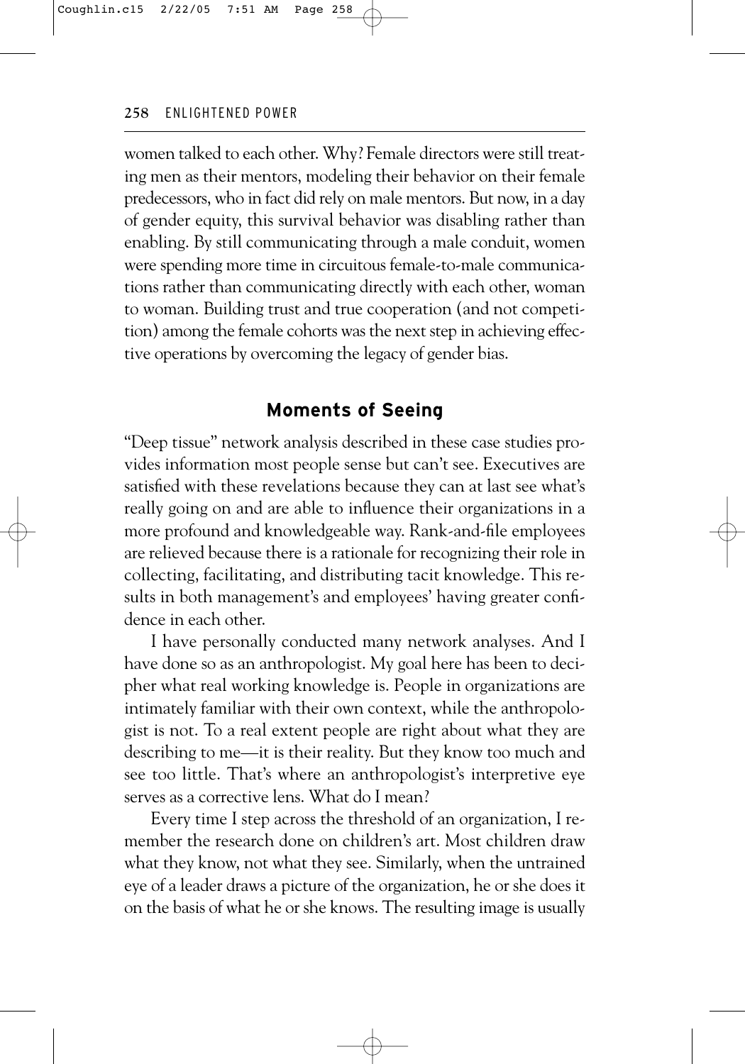women talked to each other. Why? Female directors were still treating men as their mentors, modeling their behavior on their female predecessors, who in fact did rely on male mentors. But now, in a day of gender equity, this survival behavior was disabling rather than enabling. By still communicating through a male conduit, women were spending more time in circuitous female-to-male communications rather than communicating directly with each other, woman to woman. Building trust and true cooperation (and not competition) among the female cohorts was the next step in achieving effective operations by overcoming the legacy of gender bias.

## Moments of Seeing

"Deep tissue" network analysis described in these case studies provides information most people sense but can't see. Executives are satisfied with these revelations because they can at last see what's really going on and are able to influence their organizations in a more profound and knowledgeable way. Rank-and-file employees are relieved because there is a rationale for recognizing their role in collecting, facilitating, and distributing tacit knowledge. This results in both management's and employees' having greater confidence in each other.

I have personally conducted many network analyses. And I have done so as an anthropologist. My goal here has been to decipher what real working knowledge is. People in organizations are intimately familiar with their own context, while the anthropologist is not. To a real extent people are right about what they are describing to me—it is their reality. But they know too much and see too little. That's where an anthropologist's interpretive eye serves as a corrective lens. What do I mean?

Every time I step across the threshold of an organization, I remember the research done on children's art. Most children draw what they know, not what they see. Similarly, when the untrained eye of a leader draws a picture of the organization, he or she does it on the basis of what he or she knows. The resulting image is usually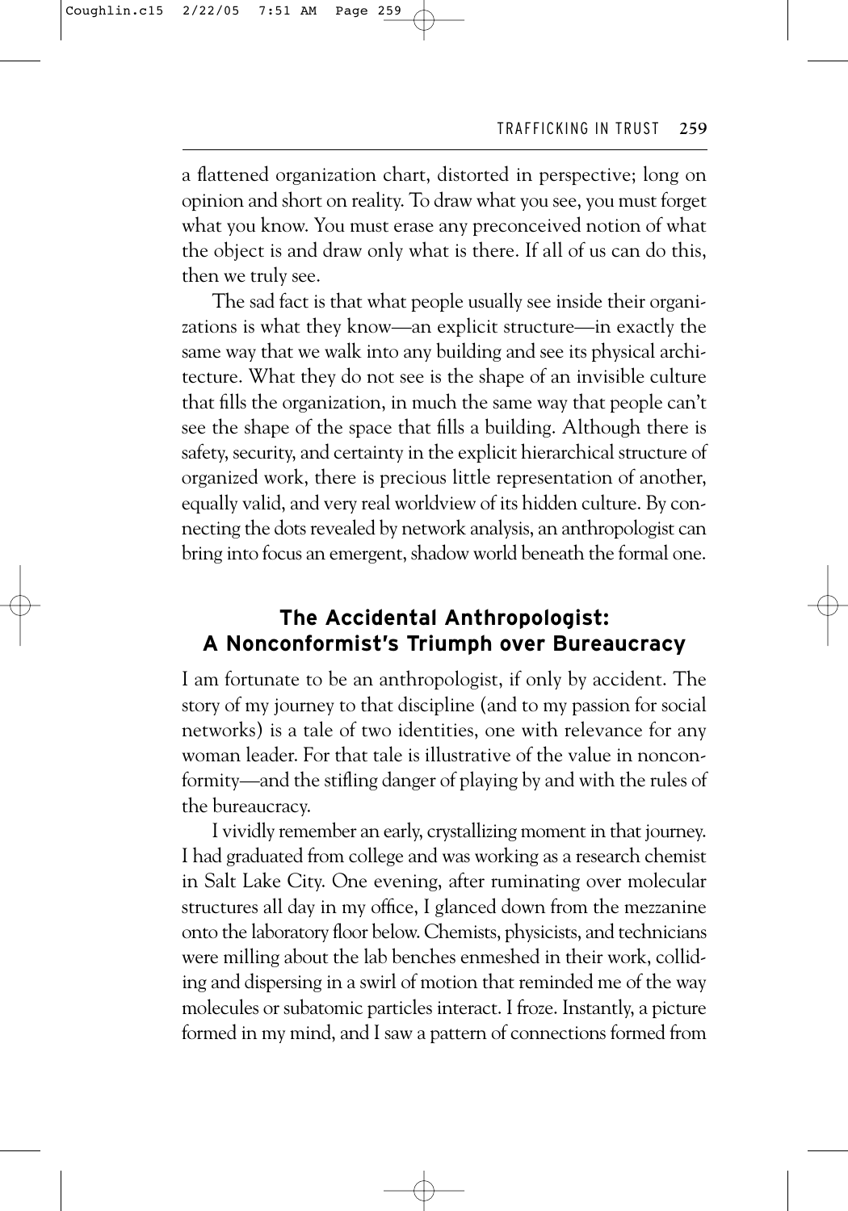a flattened organization chart, distorted in perspective; long on opinion and short on reality. To draw what you see, you must forget what you know. You must erase any preconceived notion of what the object is and draw only what is there. If all of us can do this, then we truly see.

The sad fact is that what people usually see inside their organizations is what they know—an explicit structure—in exactly the same way that we walk into any building and see its physical architecture. What they do not see is the shape of an invisible culture that fills the organization, in much the same way that people can't see the shape of the space that fills a building. Although there is safety, security, and certainty in the explicit hierarchical structure of organized work, there is precious little representation of another, equally valid, and very real worldview of its hidden culture. By connecting the dots revealed by network analysis, an anthropologist can bring into focus an emergent, shadow world beneath the formal one.

## The Accidental Anthropologist: A Nonconformist's Triumph over Bureaucracy

I am fortunate to be an anthropologist, if only by accident. The story of my journey to that discipline (and to my passion for social networks) is a tale of two identities, one with relevance for any woman leader. For that tale is illustrative of the value in nonconformity—and the stifling danger of playing by and with the rules of the bureaucracy.

I vividly remember an early, crystallizing moment in that journey. I had graduated from college and was working as a research chemist in Salt Lake City. One evening, after ruminating over molecular structures all day in my office, I glanced down from the mezzanine onto the laboratory floor below. Chemists, physicists, and technicians were milling about the lab benches enmeshed in their work, colliding and dispersing in a swirl of motion that reminded me of the way molecules or subatomic particles interact. I froze. Instantly, a picture formed in my mind, and I saw a pattern of connections formed from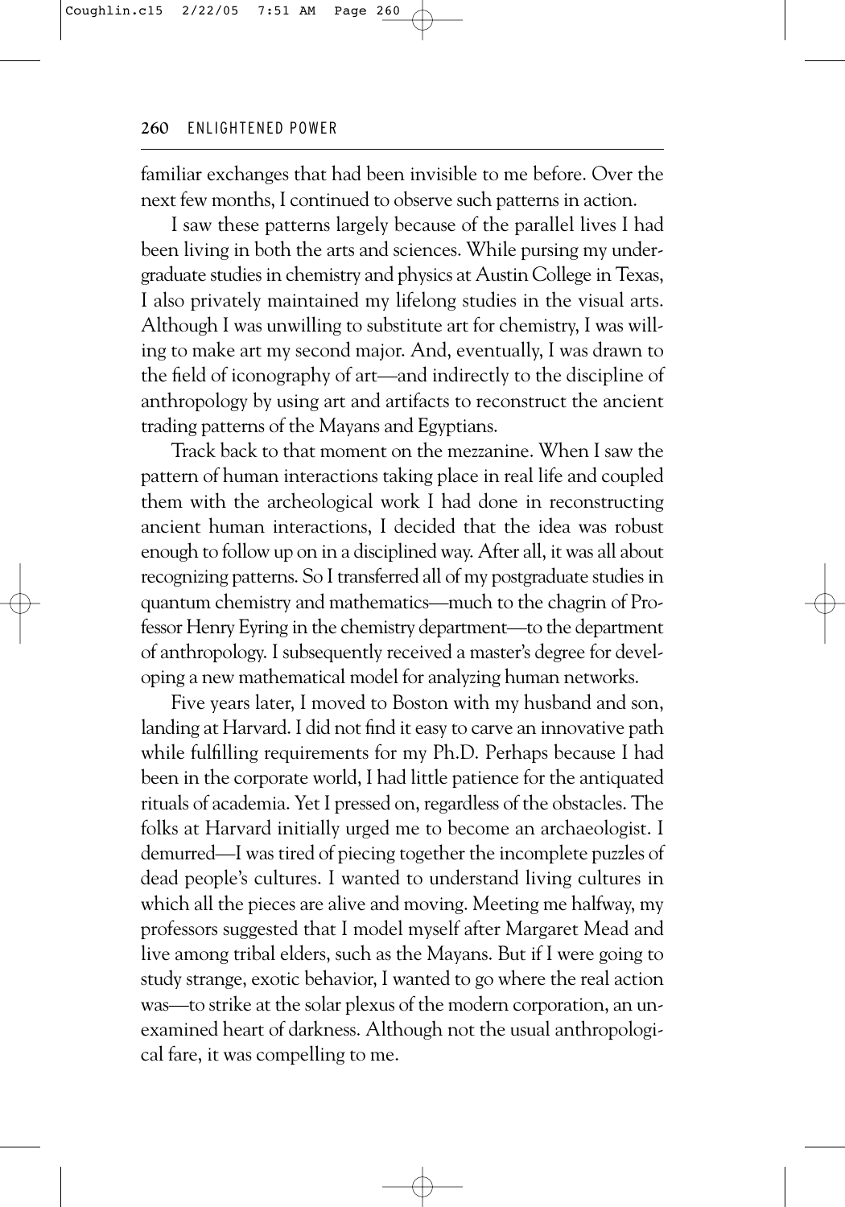familiar exchanges that had been invisible to me before. Over the next few months, I continued to observe such patterns in action.

I saw these patterns largely because of the parallel lives I had been living in both the arts and sciences. While pursing my undergraduate studies in chemistry and physics at Austin College in Texas, I also privately maintained my lifelong studies in the visual arts. Although I was unwilling to substitute art for chemistry, I was willing to make art my second major. And, eventually, I was drawn to the field of iconography of art—and indirectly to the discipline of anthropology by using art and artifacts to reconstruct the ancient trading patterns of the Mayans and Egyptians.

Track back to that moment on the mezzanine. When I saw the pattern of human interactions taking place in real life and coupled them with the archeological work I had done in reconstructing ancient human interactions, I decided that the idea was robust enough to follow up on in a disciplined way. After all, it was all about recognizing patterns. So I transferred all of my postgraduate studies in quantum chemistry and mathematics—much to the chagrin of Professor Henry Eyring in the chemistry department—to the department of anthropology. I subsequently received a master's degree for developing a new mathematical model for analyzing human networks.

Five years later, I moved to Boston with my husband and son, landing at Harvard. I did not find it easy to carve an innovative path while fulfilling requirements for my Ph.D. Perhaps because I had been in the corporate world, I had little patience for the antiquated rituals of academia. Yet I pressed on, regardless of the obstacles. The folks at Harvard initially urged me to become an archaeologist. I demurred—I was tired of piecing together the incomplete puzzles of dead people's cultures. I wanted to understand living cultures in which all the pieces are alive and moving. Meeting me halfway, my professors suggested that I model myself after Margaret Mead and live among tribal elders, such as the Mayans. But if I were going to study strange, exotic behavior, I wanted to go where the real action was—to strike at the solar plexus of the modern corporation, an unexamined heart of darkness. Although not the usual anthropological fare, it was compelling to me.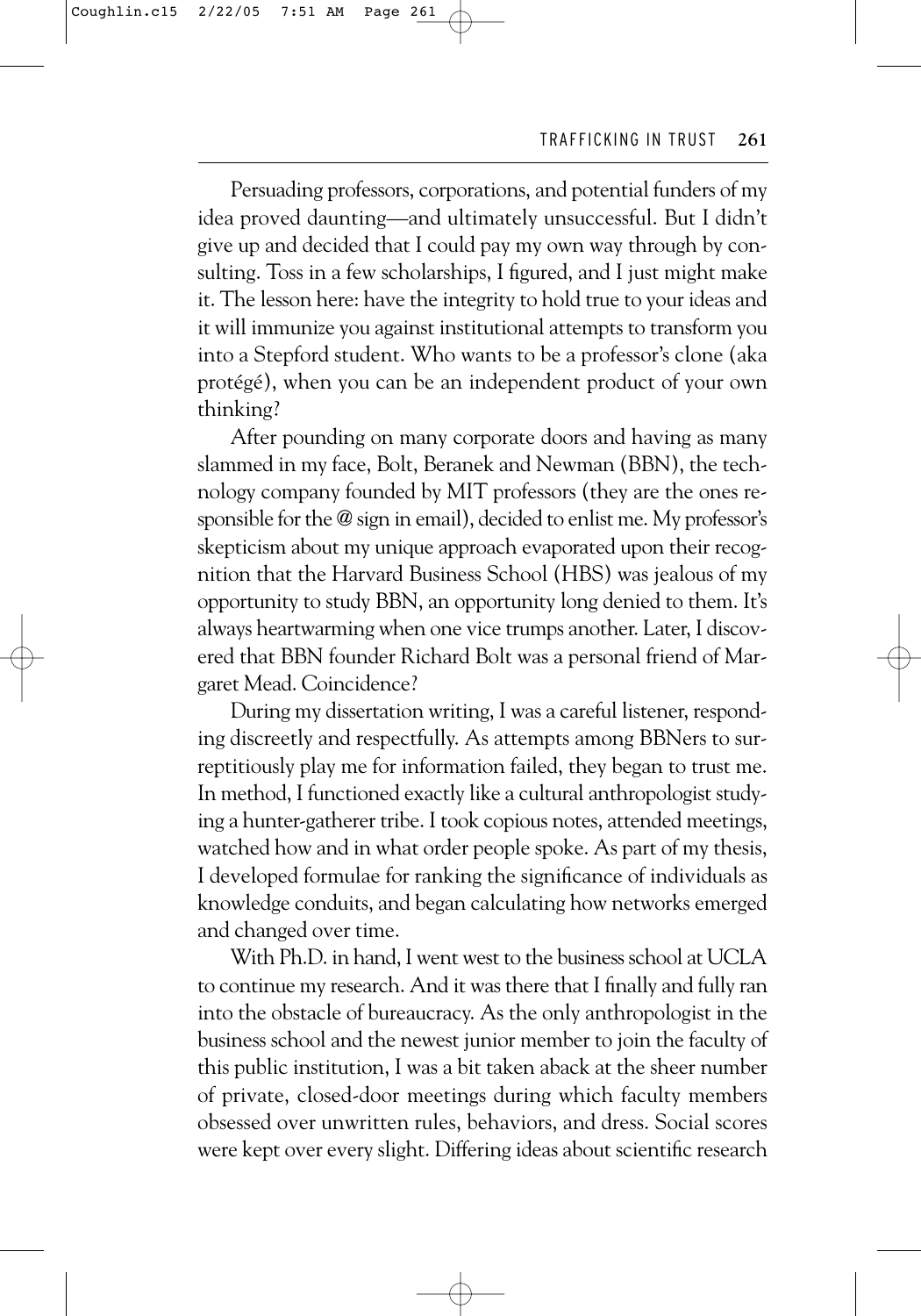Persuading professors, corporations, and potential funders of my idea proved daunting—and ultimately unsuccessful. But I didn't give up and decided that I could pay my own way through by consulting. Toss in a few scholarships, I figured, and I just might make it. The lesson here: have the integrity to hold true to your ideas and it will immunize you against institutional attempts to transform you into a Stepford student. Who wants to be a professor's clone (aka protégé), when you can be an independent product of your own thinking?

After pounding on many corporate doors and having as many slammed in my face, Bolt, Beranek and Newman (BBN), the technology company founded by MIT professors (they are the ones responsible for the @ sign in email), decided to enlist me. My professor's skepticism about my unique approach evaporated upon their recognition that the Harvard Business School (HBS) was jealous of my opportunity to study BBN, an opportunity long denied to them. It's always heartwarming when one vice trumps another. Later, I discovered that BBN founder Richard Bolt was a personal friend of Margaret Mead. Coincidence?

During my dissertation writing, I was a careful listener, responding discreetly and respectfully. As attempts among BBNers to surreptitiously play me for information failed, they began to trust me. In method, I functioned exactly like a cultural anthropologist studying a hunter-gatherer tribe. I took copious notes, attended meetings, watched how and in what order people spoke. As part of my thesis, I developed formulae for ranking the significance of individuals as knowledge conduits, and began calculating how networks emerged and changed over time.

With Ph.D. in hand, I went west to the business school at UCLA to continue my research. And it was there that I finally and fully ran into the obstacle of bureaucracy. As the only anthropologist in the business school and the newest junior member to join the faculty of this public institution, I was a bit taken aback at the sheer number of private, closed-door meetings during which faculty members obsessed over unwritten rules, behaviors, and dress. Social scores were kept over every slight. Differing ideas about scientific research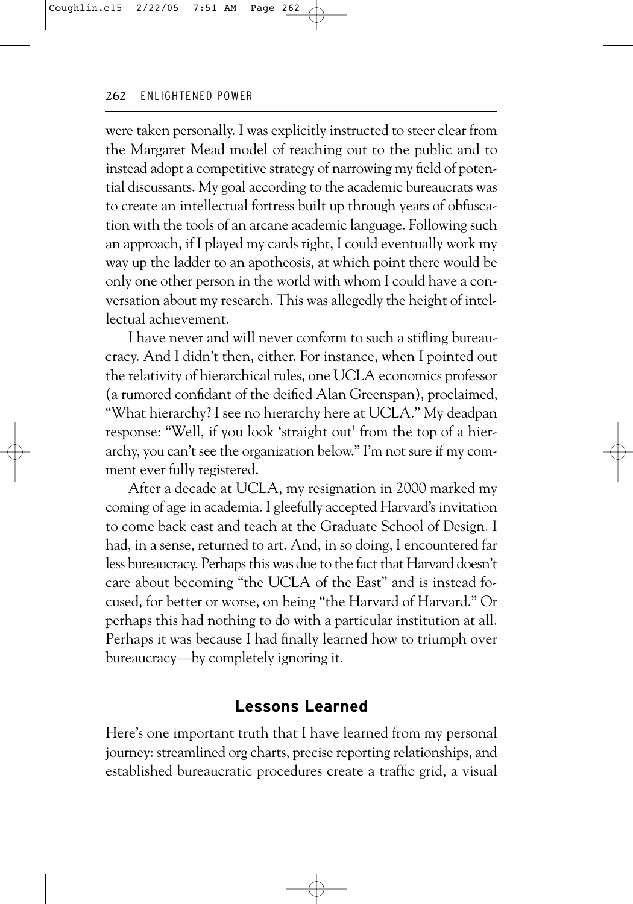were taken personally. I was explicitly instructed to steer clear from the Margaret Mead model of reaching out to the public and to instead adopt a competitive strategy of narrowing my field of potential discussants. My goal according to the academic bureaucrats was to create an intellectual fortress built up through years of obfuscation with the tools of an arcane academic language. Following such an approach, if I played my cards right, I could eventually work my way up the ladder to an apotheosis, at which point there would be only one other person in the world with whom I could have a conversation about my research. This was allegedly the height of intellectual achievement.

I have never and will never conform to such a stifling bureaucracy. And I didn't then, either. For instance, when I pointed out the relativity of hierarchical rules, one UCLA economics professor (a rumored confidant of the deified Alan Greenspan), proclaimed, "What hierarchy? I see no hierarchy here at UCLA." My deadpan response: "Well, if you look 'straight out' from the top of a hierarchy, you can't see the organization below." I'm not sure if my comment ever fully registered.

After a decade at UCLA, my resignation in 2000 marked my coming of age in academia. I gleefully accepted Harvard's invitation to come back east and teach at the Graduate School of Design. I had, in a sense, returned to art. And, in so doing, I encountered far less bureaucracy. Perhaps this was due to the fact that Harvard doesn't care about becoming "the UCLA of the East" and is instead focused, for better or worse, on being "the Harvard of Harvard." Or perhaps this had nothing to do with a particular institution at all. Perhaps it was because I had finally learned how to triumph over bureaucracy—by completely ignoring it.

## Lessons Learned

Here's one important truth that I have learned from my personal journey: streamlined org charts, precise reporting relationships, and established bureaucratic procedures create a traffic grid, a visual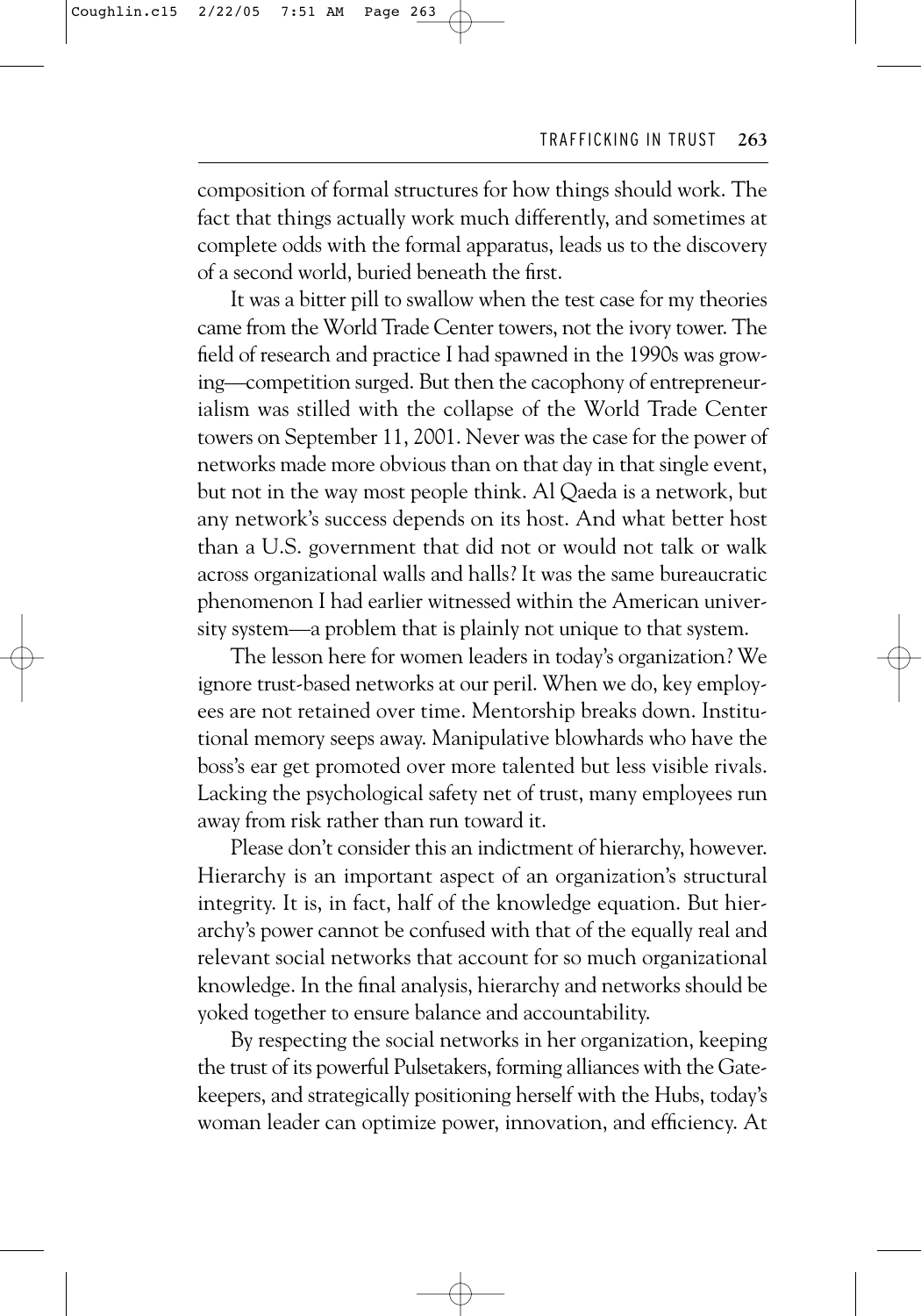composition of formal structures for how things should work. The fact that things actually work much differently, and sometimes at complete odds with the formal apparatus, leads us to the discovery of a second world, buried beneath the first.

It was a bitter pill to swallow when the test case for my theories came from the World Trade Center towers, not the ivory tower. The field of research and practice I had spawned in the 1990s was growing—competition surged. But then the cacophony of entrepreneurialism was stilled with the collapse of the World Trade Center towers on September 11, 2001. Never was the case for the power of networks made more obvious than on that day in that single event, but not in the way most people think. Al Qaeda is a network, but any network's success depends on its host. And what better host than a U.S. government that did not or would not talk or walk across organizational walls and halls? It was the same bureaucratic phenomenon I had earlier witnessed within the American university system—a problem that is plainly not unique to that system.

The lesson here for women leaders in today's organization? We ignore trust-based networks at our peril. When we do, key employees are not retained over time. Mentorship breaks down. Institutional memory seeps away. Manipulative blowhards who have the boss's ear get promoted over more talented but less visible rivals. Lacking the psychological safety net of trust, many employees run away from risk rather than run toward it.

Please don't consider this an indictment of hierarchy, however. Hierarchy is an important aspect of an organization's structural integrity. It is, in fact, half of the knowledge equation. But hierarchy's power cannot be confused with that of the equally real and relevant social networks that account for so much organizational knowledge. In the final analysis, hierarchy and networks should be yoked together to ensure balance and accountability.

By respecting the social networks in her organization, keeping the trust of its powerful Pulsetakers, forming alliances with the Gatekeepers, and strategically positioning herself with the Hubs, today's woman leader can optimize power, innovation, and efficiency. At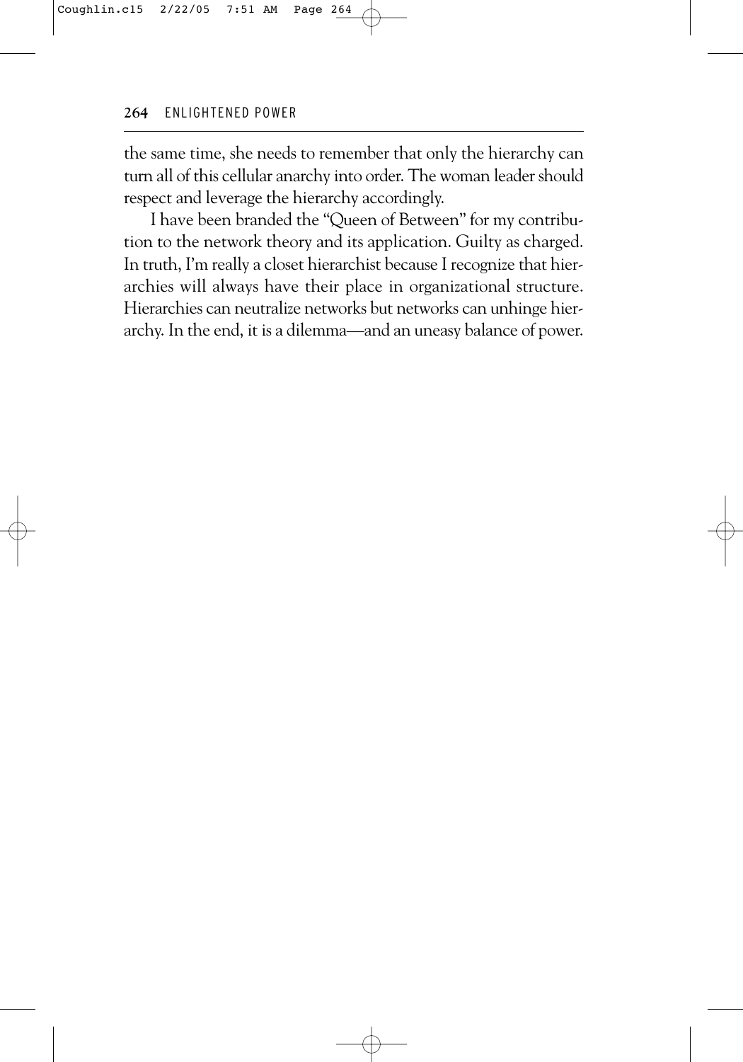the same time, she needs to remember that only the hierarchy can turn all of this cellular anarchy into order. The woman leader should respect and leverage the hierarchy accordingly.

I have been branded the "Queen of Between" for my contribution to the network theory and its application. Guilty as charged. In truth, I'm really a closet hierarchist because I recognize that hierarchies will always have their place in organizational structure. Hierarchies can neutralize networks but networks can unhinge hierarchy. In the end, it is a dilemma—and an uneasy balance of power.